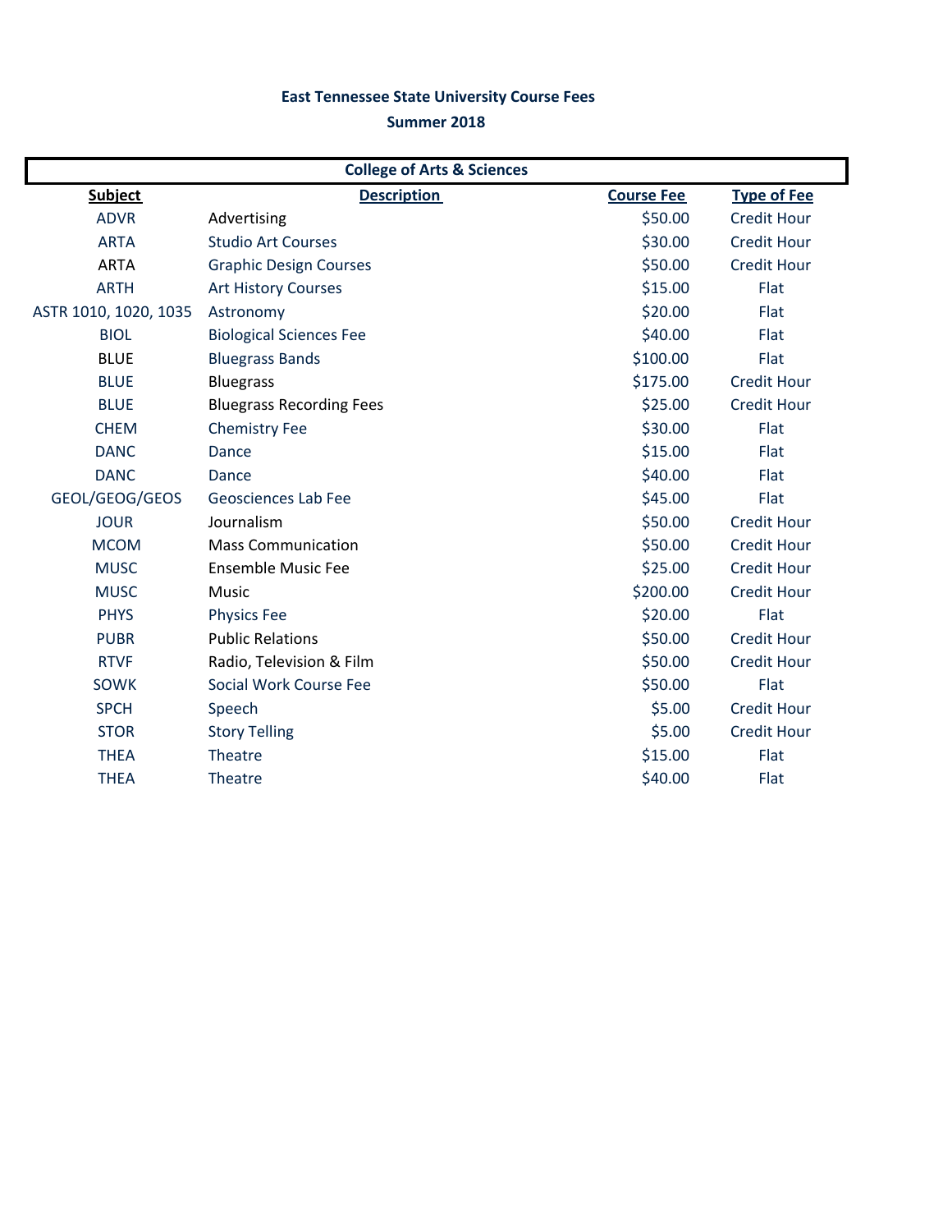# East Tennessee State University Course Fees

## Summer 2018

| College of Arts & Sciences | | | |
|---|---|---|---|
| **Subject** | **Description** | **Course Fee** | **Type of Fee** |
| ADVR | Advertising | $50.00 | Credit Hour |
| ARTA | Studio Art Courses | $30.00 | Credit Hour |
| ARTA | Graphic Design Courses | $50.00 | Credit Hour |
| ARTH | Art History Courses | $15.00 | Flat |
| ASTR 1010, 1020, 1035 | Astronomy | $20.00 | Flat |
| BIOL | Biological Sciences Fee | $40.00 | Flat |
| BLUE | Bluegrass Bands | $100.00 | Flat |
| BLUE | Bluegrass | $175.00 | Credit Hour |
| BLUE | Bluegrass Recording Fees | $25.00 | Credit Hour |
| CHEM | Chemistry Fee | $30.00 | Flat |
| DANC | Dance | $15.00 | Flat |
| DANC | Dance | $40.00 | Flat |
| GEOL/GEOG/GEOS | Geosciences Lab Fee | $45.00 | Flat |
| JOUR | Journalism | $50.00 | Credit Hour |
| MCOM | Mass Communication | $50.00 | Credit Hour |
| MUSC | Ensemble Music Fee | $25.00 | Credit Hour |
| MUSC | Music | $200.00 | Credit Hour |
| PHYS | Physics Fee | $20.00 | Flat |
| PUBR | Public Relations | $50.00 | Credit Hour |
| RTVF | Radio, Television & Film | $50.00 | Credit Hour |
| SOWK | Social Work Course Fee | $50.00 | Flat |
| SPCH | Speech | $5.00 | Credit Hour |
| STOR | Story Telling | $5.00 | Credit Hour |
| THEA | Theatre | $15.00 | Flat |
| THEA | Theatre | $40.00 | Flat |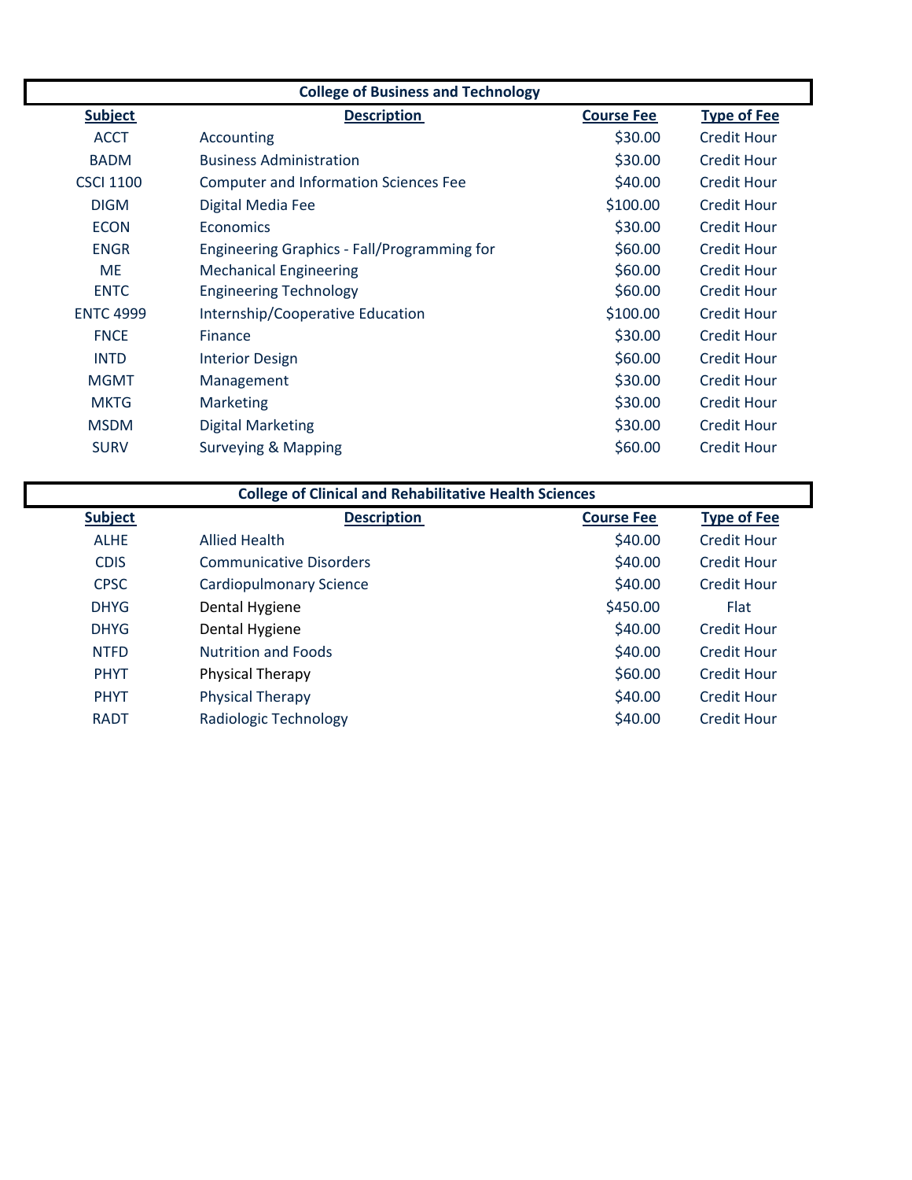## College of Business and Technology

| Subject | Description | Course Fee | Type of Fee |
|---|---|---|---|
| ACCT | Accounting | $30.00 | Credit Hour |
| BADM | Business Administration | $30.00 | Credit Hour |
| CSCI 1100 | Computer and Information Sciences Fee | $40.00 | Credit Hour |
| DIGM | Digital Media Fee | $100.00 | Credit Hour |
| ECON | Economics | $30.00 | Credit Hour |
| ENGR | Engineering Graphics - Fall/Programming for | $60.00 | Credit Hour |
| ME | Mechanical Engineering | $60.00 | Credit Hour |
| ENTC | Engineering Technology | $60.00 | Credit Hour |
| ENTC 4999 | Internship/Cooperative Education | $100.00 | Credit Hour |
| FNCE | Finance | $30.00 | Credit Hour |
| INTD | Interior Design | $60.00 | Credit Hour |
| MGMT | Management | $30.00 | Credit Hour |
| MKTG | Marketing | $30.00 | Credit Hour |
| MSDM | Digital Marketing | $30.00 | Credit Hour |
| SURV | Surveying & Mapping | $60.00 | Credit Hour |

## College of Clinical and Rehabilitative Health Sciences

| Subject | Description | Course Fee | Type of Fee |
|---|---|---|---|
| ALHE | Allied Health | $40.00 | Credit Hour |
| CDIS | Communicative Disorders | $40.00 | Credit Hour |
| CPSC | Cardiopulmonary Science | $40.00 | Credit Hour |
| DHYG | Dental Hygiene | $450.00 | Flat |
| DHYG | Dental Hygiene | $40.00 | Credit Hour |
| NTFD | Nutrition and Foods | $40.00 | Credit Hour |
| PHYT | Physical Therapy | $60.00 | Credit Hour |
| PHYT | Physical Therapy | $40.00 | Credit Hour |
| RADT | Radiologic Technology | $40.00 | Credit Hour |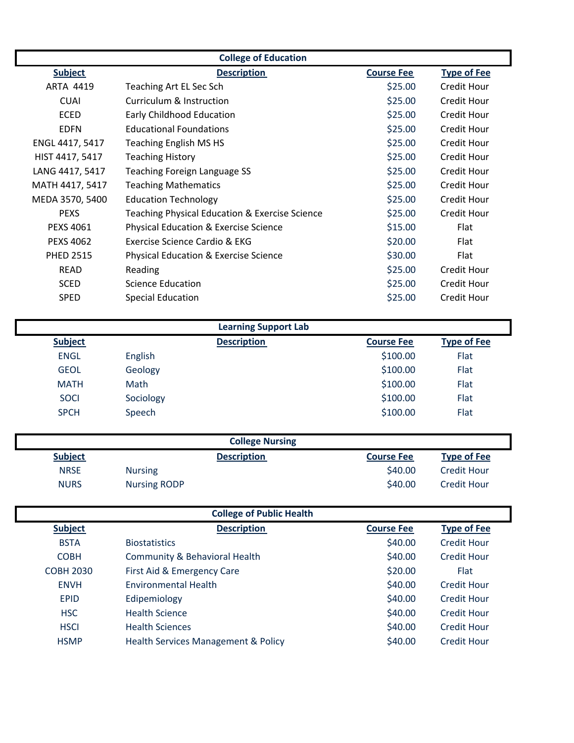| College of Education | | | |
|---|---|---|---|
| **Subject** | **Description** | **Course Fee** | **Type of Fee** |
| ARTA 4419 | Teaching Art EL Sec Sch | $25.00 | Credit Hour |
| CUAI | Curriculum & Instruction | $25.00 | Credit Hour |
| ECED | Early Childhood Education | $25.00 | Credit Hour |
| EDFN | Educational Foundations | $25.00 | Credit Hour |
| ENGL 4417, 5417 | Teaching English MS HS | $25.00 | Credit Hour |
| HIST 4417, 5417 | Teaching History | $25.00 | Credit Hour |
| LANG 4417, 5417 | Teaching Foreign Language SS | $25.00 | Credit Hour |
| MATH 4417, 5417 | Teaching Mathematics | $25.00 | Credit Hour |
| MEDA 3570, 5400 | Education Technology | $25.00 | Credit Hour |
| PEXS | Teaching Physical Education & Exercise Science | $25.00 | Credit Hour |
| PEXS 4061 | Physical Education & Exercise Science | $15.00 | Flat |
| PEXS 4062 | Exercise Science Cardio & EKG | $20.00 | Flat |
| PHED 2515 | Physical Education & Exercise Science | $30.00 | Flat |
| READ | Reading | $25.00 | Credit Hour |
| SCED | Science Education | $25.00 | Credit Hour |
| SPED | Special Education | $25.00 | Credit Hour |

| Learning Support Lab | | | |
|---|---|---|---|
| **Subject** | **Description** | **Course Fee** | **Type of Fee** |
| ENGL | English | $100.00 | Flat |
| GEOL | Geology | $100.00 | Flat |
| MATH | Math | $100.00 | Flat |
| SOCI | Sociology | $100.00 | Flat |
| SPCH | Speech | $100.00 | Flat |

| College Nursing | | | |
|---|---|---|---|
| **Subject** | **Description** | **Course Fee** | **Type of Fee** |
| NRSE | Nursing | $40.00 | Credit Hour |
| NURS | Nursing RODP | $40.00 | Credit Hour |

| College of Public Health | | | |
|---|---|---|---|
| **Subject** | **Description** | **Course Fee** | **Type of Fee** |
| BSTA | Biostatistics | $40.00 | Credit Hour |
| COBH | Community & Behavioral Health | $40.00 | Credit Hour |
| COBH 2030 | First Aid & Emergency Care | $20.00 | Flat |
| ENVH | Environmental Health | $40.00 | Credit Hour |
| EPID | Edipemiology | $40.00 | Credit Hour |
| HSC | Health Science | $40.00 | Credit Hour |
| HSCI | Health Sciences | $40.00 | Credit Hour |
| HSMP | Health Services Management & Policy | $40.00 | Credit Hour |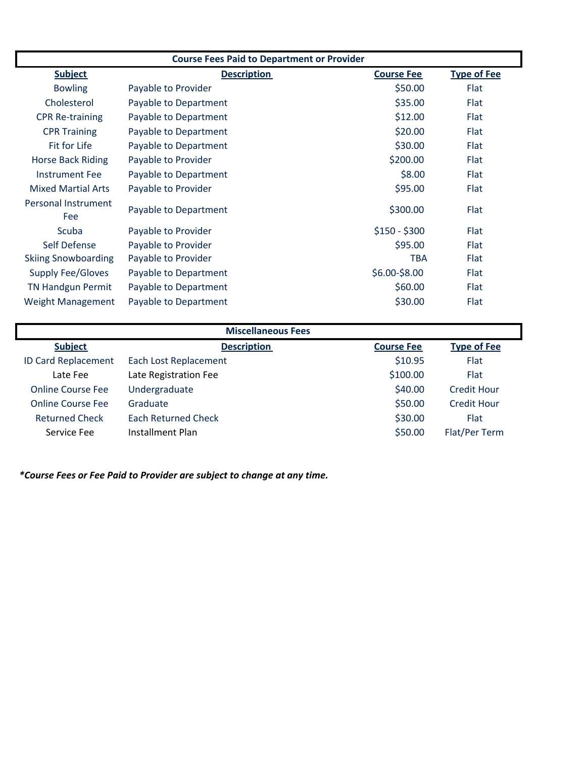| Course Fees Paid to Department or Provider | | | |
|---|---|---|---|
| **Subject** | **Description** | **Course Fee** | **Type of Fee** |
| Bowling | Payable to Provider | $50.00 | Flat |
| Cholesterol | Payable to Department | $35.00 | Flat |
| CPR Re-training | Payable to Department | $12.00 | Flat |
| CPR Training | Payable to Department | $20.00 | Flat |
| Fit for Life | Payable to Department | $30.00 | Flat |
| Horse Back Riding | Payable to Provider | $200.00 | Flat |
| Instrument Fee | Payable to Department | $8.00 | Flat |
| Mixed Martial Arts | Payable to Provider | $95.00 | Flat |
| Personal Instrument Fee | Payable to Department | $300.00 | Flat |
| Scuba | Payable to Provider | $150 - $300 | Flat |
| Self Defense | Payable to Provider | $95.00 | Flat |
| Skiing Snowboarding | Payable to Provider | TBA | Flat |
| Supply Fee/Gloves | Payable to Department | $6.00-$8.00 | Flat |
| TN Handgun Permit | Payable to Department | $60.00 | Flat |
| Weight Management | Payable to Department | $30.00 | Flat |

| Miscellaneous Fees | | | |
|---|---|---|---|
| **Subject** | **Description** | **Course Fee** | **Type of Fee** |
| ID Card Replacement | Each Lost Replacement | $10.95 | Flat |
| Late Fee | Late Registration Fee | $100.00 | Flat |
| Online Course Fee | Undergraduate | $40.00 | Credit Hour |
| Online Course Fee | Graduate | $50.00 | Credit Hour |
| Returned Check | Each Returned Check | $30.00 | Flat |
| Service Fee | Installment Plan | $50.00 | Flat/Per Term |

***Course Fees or Fee Paid to Provider are subject to change at any time.***